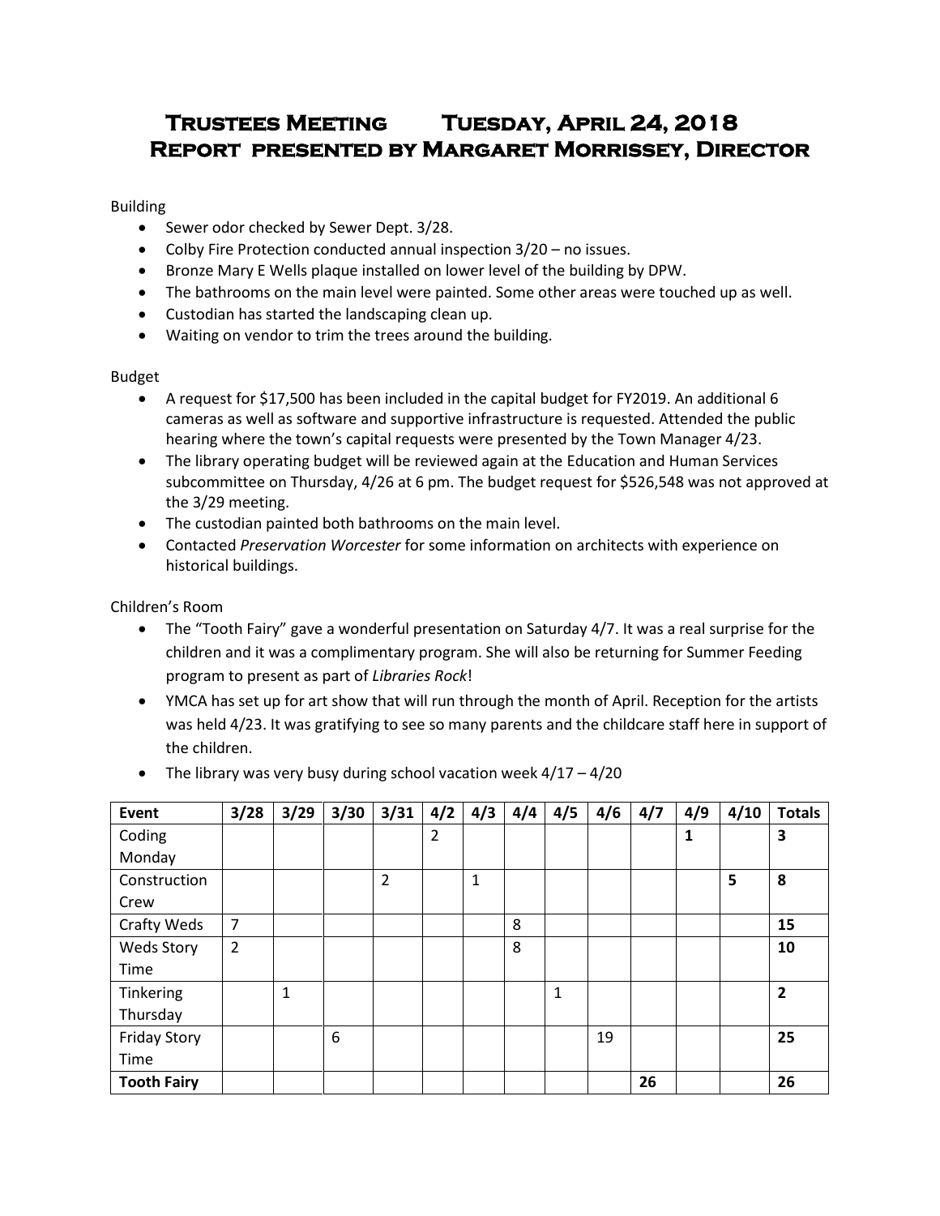# Trustees Meeting Tuesday, April 24, 2018
# Report presented by Margaret Morrissey, Director

Building

- Sewer odor checked by Sewer Dept. 3/28.
- Colby Fire Protection conducted annual inspection 3/20 – no issues.
- Bronze Mary E Wells plaque installed on lower level of the building by DPW.
- The bathrooms on the main level were painted. Some other areas were touched up as well.
- Custodian has started the landscaping clean up.
- Waiting on vendor to trim the trees around the building.

Budget

- A request for $17,500 has been included in the capital budget for FY2019. An additional 6 cameras as well as software and supportive infrastructure is requested. Attended the public hearing where the town's capital requests were presented by the Town Manager 4/23.
- The library operating budget will be reviewed again at the Education and Human Services subcommittee on Thursday, 4/26 at 6 pm. The budget request for $526,548 was not approved at the 3/29 meeting.
- The custodian painted both bathrooms on the main level.
- Contacted *Preservation Worcester* for some information on architects with experience on historical buildings.

Children's Room

- The "Tooth Fairy" gave a wonderful presentation on Saturday 4/7. It was a real surprise for the children and it was a complimentary program. She will also be returning for Summer Feeding program to present as part of *Libraries Rock*!
- YMCA has set up for art show that will run through the month of April. Reception for the artists was held 4/23. It was gratifying to see so many parents and the childcare staff here in support of the children.
- The library was very busy during school vacation week 4/17 – 4/20

| Event | 3/28 | 3/29 | 3/30 | 3/31 | 4/2 | 4/3 | 4/4 | 4/5 | 4/6 | 4/7 | 4/9 | 4/10 | Totals |
|---|---|---|---|---|---|---|---|---|---|---|---|---|---|
| Coding Monday | | | | | 2 | | | | | | **1** | | **3** |
| Construction Crew | | | | 2 | | 1 | | | | | | **5** | **8** |
| Crafty Weds | 7 | | | | | | 8 | | | | | | **15** |
| Weds Story Time | 2 | | | | | | 8 | | | | | | **10** |
| Tinkering Thursday | | 1 | | | | | | 1 | | | | | **2** |
| Friday Story Time | | | 6 | | | | | | 19 | | | | **25** |
| **Tooth Fairy** | | | | | | | | | | **26** | | | **26** |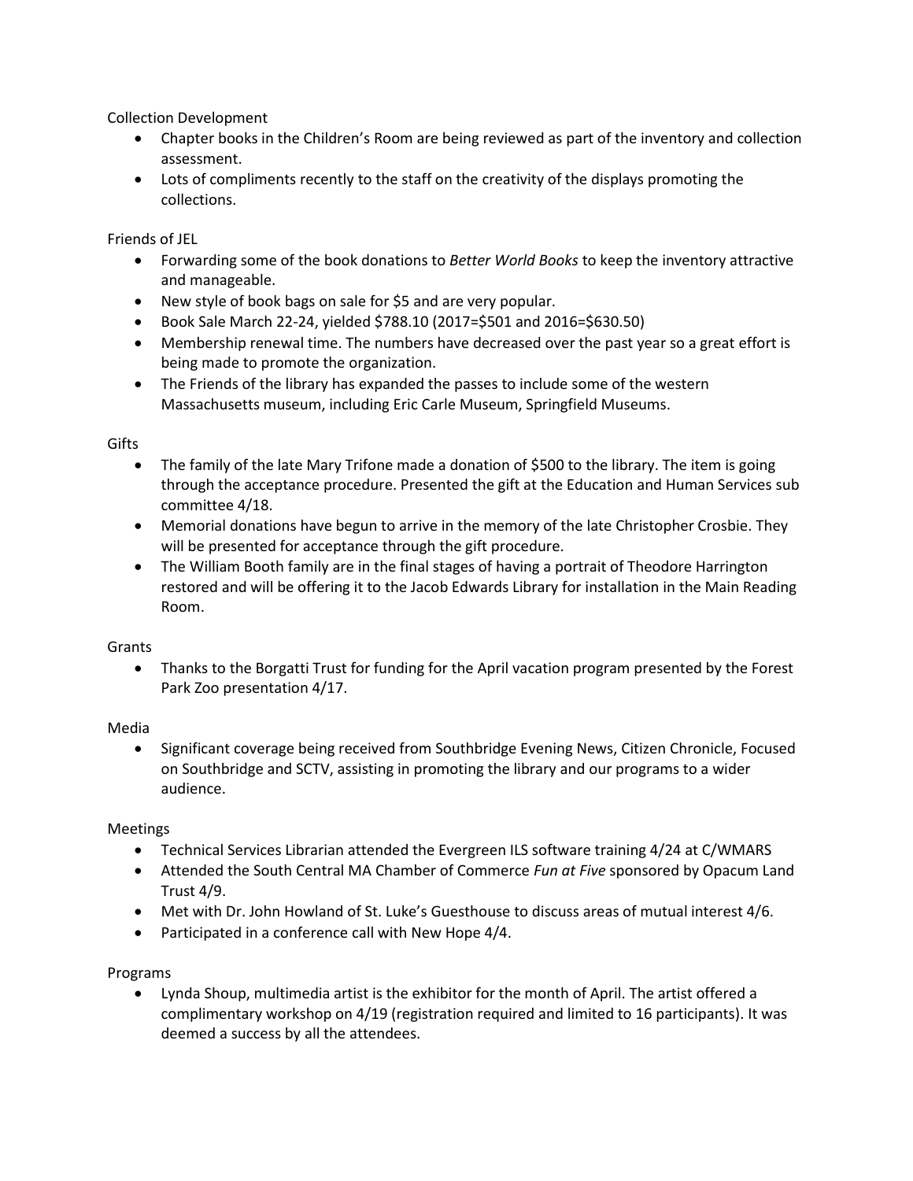Collection Development

- Chapter books in the Children's Room are being reviewed as part of the inventory and collection assessment.
- Lots of compliments recently to the staff on the creativity of the displays promoting the collections.

Friends of JEL

- Forwarding some of the book donations to *Better World Books* to keep the inventory attractive and manageable.
- New style of book bags on sale for $5 and are very popular.
- Book Sale March 22-24, yielded $788.10 (2017=$501 and 2016=$630.50)
- Membership renewal time. The numbers have decreased over the past year so a great effort is being made to promote the organization.
- The Friends of the library has expanded the passes to include some of the western Massachusetts museum, including Eric Carle Museum, Springfield Museums.

Gifts

- The family of the late Mary Trifone made a donation of $500 to the library. The item is going through the acceptance procedure. Presented the gift at the Education and Human Services sub committee 4/18.
- Memorial donations have begun to arrive in the memory of the late Christopher Crosbie. They will be presented for acceptance through the gift procedure.
- The William Booth family are in the final stages of having a portrait of Theodore Harrington restored and will be offering it to the Jacob Edwards Library for installation in the Main Reading Room.

Grants

- Thanks to the Borgatti Trust for funding for the April vacation program presented by the Forest Park Zoo presentation 4/17.

Media

- Significant coverage being received from Southbridge Evening News, Citizen Chronicle, Focused on Southbridge and SCTV, assisting in promoting the library and our programs to a wider audience.

Meetings

- Technical Services Librarian attended the Evergreen ILS software training 4/24 at C/WMARS
- Attended the South Central MA Chamber of Commerce *Fun at Five* sponsored by Opacum Land Trust 4/9.
- Met with Dr. John Howland of St. Luke's Guesthouse to discuss areas of mutual interest 4/6.
- Participated in a conference call with New Hope 4/4.

Programs

- Lynda Shoup, multimedia artist is the exhibitor for the month of April. The artist offered a complimentary workshop on 4/19 (registration required and limited to 16 participants). It was deemed a success by all the attendees.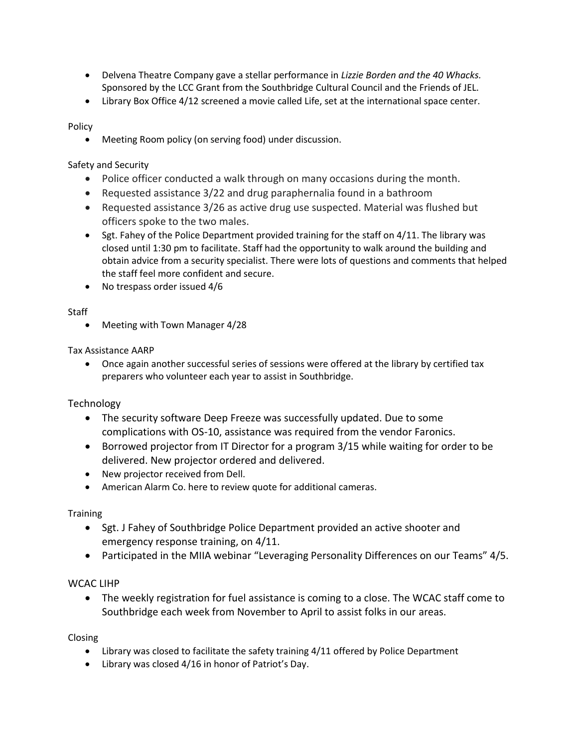- Delvena Theatre Company gave a stellar performance in *Lizzie Borden and the 40 Whacks.* Sponsored by the LCC Grant from the Southbridge Cultural Council and the Friends of JEL.
- Library Box Office 4/12 screened a movie called Life, set at the international space center.

Policy

- Meeting Room policy (on serving food) under discussion.

Safety and Security

- Police officer conducted a walk through on many occasions during the month.
- Requested assistance 3/22 and drug paraphernalia found in a bathroom
- Requested assistance 3/26 as active drug use suspected. Material was flushed but officers spoke to the two males.
- Sgt. Fahey of the Police Department provided training for the staff on 4/11. The library was closed until 1:30 pm to facilitate. Staff had the opportunity to walk around the building and obtain advice from a security specialist. There were lots of questions and comments that helped the staff feel more confident and secure.
- No trespass order issued 4/6

Staff

- Meeting with Town Manager 4/28

Tax Assistance AARP

- Once again another successful series of sessions were offered at the library by certified tax preparers who volunteer each year to assist in Southbridge.

Technology

- The security software Deep Freeze was successfully updated. Due to some complications with OS-10, assistance was required from the vendor Faronics.
- Borrowed projector from IT Director for a program 3/15 while waiting for order to be delivered. New projector ordered and delivered.
- New projector received from Dell.
- American Alarm Co. here to review quote for additional cameras.

Training

- Sgt. J Fahey of Southbridge Police Department provided an active shooter and emergency response training, on 4/11.
- Participated in the MIIA webinar "Leveraging Personality Differences on our Teams" 4/5.

WCAC LIHP

- The weekly registration for fuel assistance is coming to a close. The WCAC staff come to Southbridge each week from November to April to assist folks in our areas.

Closing

- Library was closed to facilitate the safety training 4/11 offered by Police Department
- Library was closed 4/16 in honor of Patriot's Day.